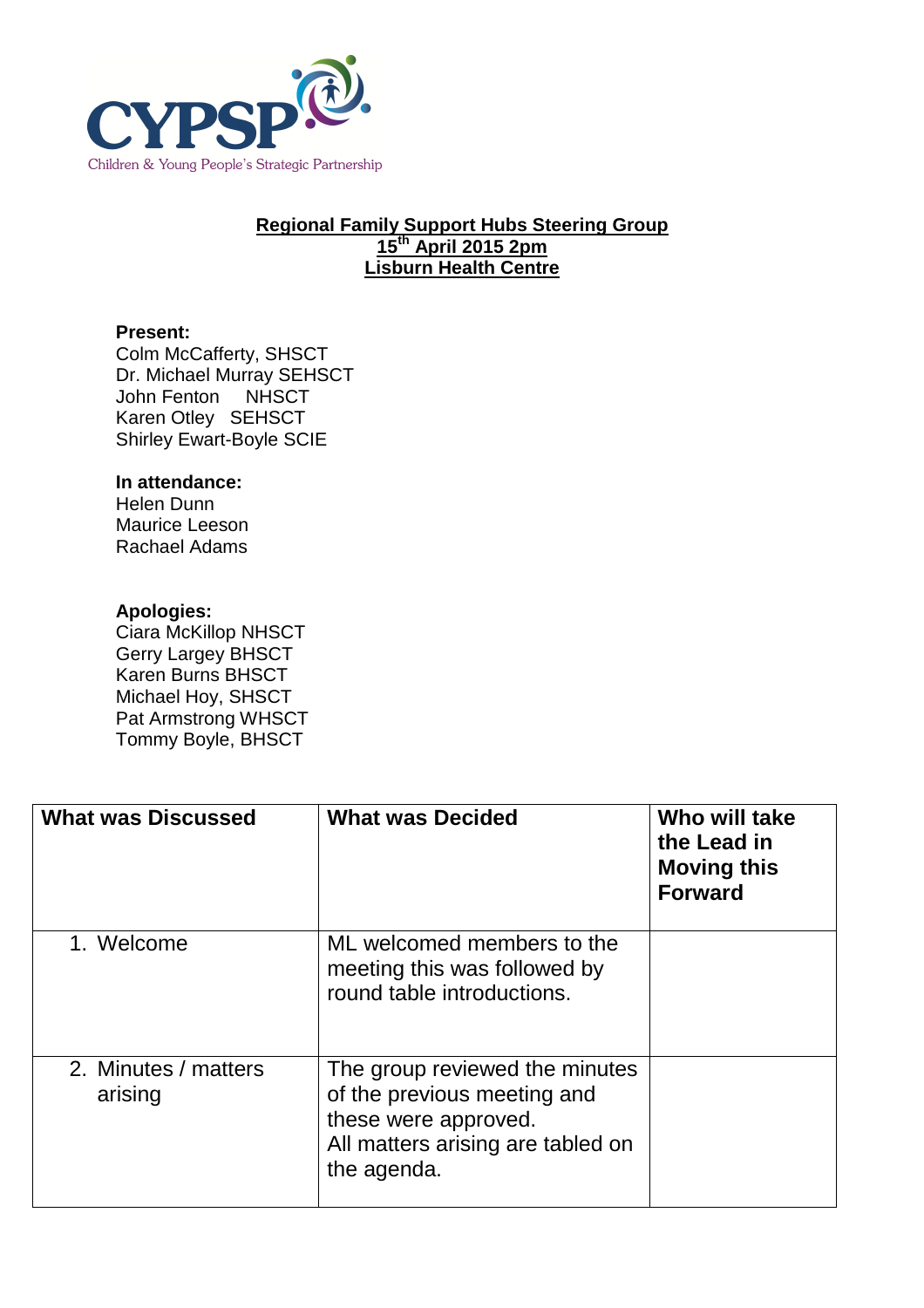CYPSP
Children & Young People's Strategic Partnership

# Regional Family Support Hubs Steering Group
## 15th April 2015 2pm
## Lisburn Health Centre

**Present:**
Colm McCafferty, SHSCT
Dr. Michael Murray SEHSCT
John Fenton NHSCT
Karen Otley SEHSCT
Shirley Ewart-Boyle SCIE

**In attendance:**
Helen Dunn
Maurice Leeson
Rachael Adams

**Apologies:**
Ciara McKillop NHSCT
Gerry Largey BHSCT
Karen Burns BHSCT
Michael Hoy, SHSCT
Pat Armstrong WHSCT
Tommy Boyle, BHSCT

| What was Discussed | What was Decided | Who will take the Lead in Moving this Forward |
|---|---|---|
| 1. Welcome | ML welcomed members to the meeting this was followed by round table introductions. | |
| 2. Minutes / matters arising | The group reviewed the minutes of the previous meeting and these were approved.<br>All matters arising are tabled on the agenda. | |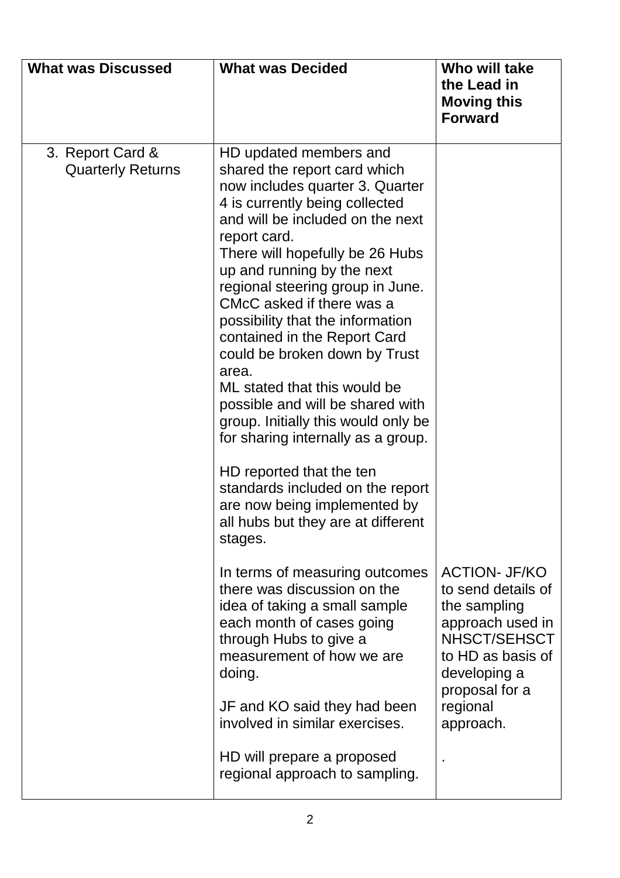| What was Discussed | What was Decided | Who will take the Lead in Moving this Forward |
|---|---|---|
| 3. Report Card & Quarterly Returns | HD updated members and shared the report card which now includes quarter 3. Quarter 4 is currently being collected and will be included on the next report card.<br>There will hopefully be 26 Hubs up and running by the next regional steering group in June.<br>CMcC asked if there was a possibility that the information contained in the Report Card could be broken down by Trust area.<br>ML stated that this would be possible and will be shared with group. Initially this would only be for sharing internally as a group.<br><br>HD reported that the ten standards included on the report are now being implemented by all hubs but they are at different stages.<br><br>In terms of measuring outcomes there was discussion on the idea of taking a small sample each month of cases going through Hubs to give a measurement of how we are doing.<br><br>JF and KO said they had been involved in similar exercises.<br><br>HD will prepare a proposed regional approach to sampling. | ACTION- JF/KO to send details of the sampling approach used in NHSCT/SEHSCT to HD as basis of developing a proposal for a regional approach.<br><br>. |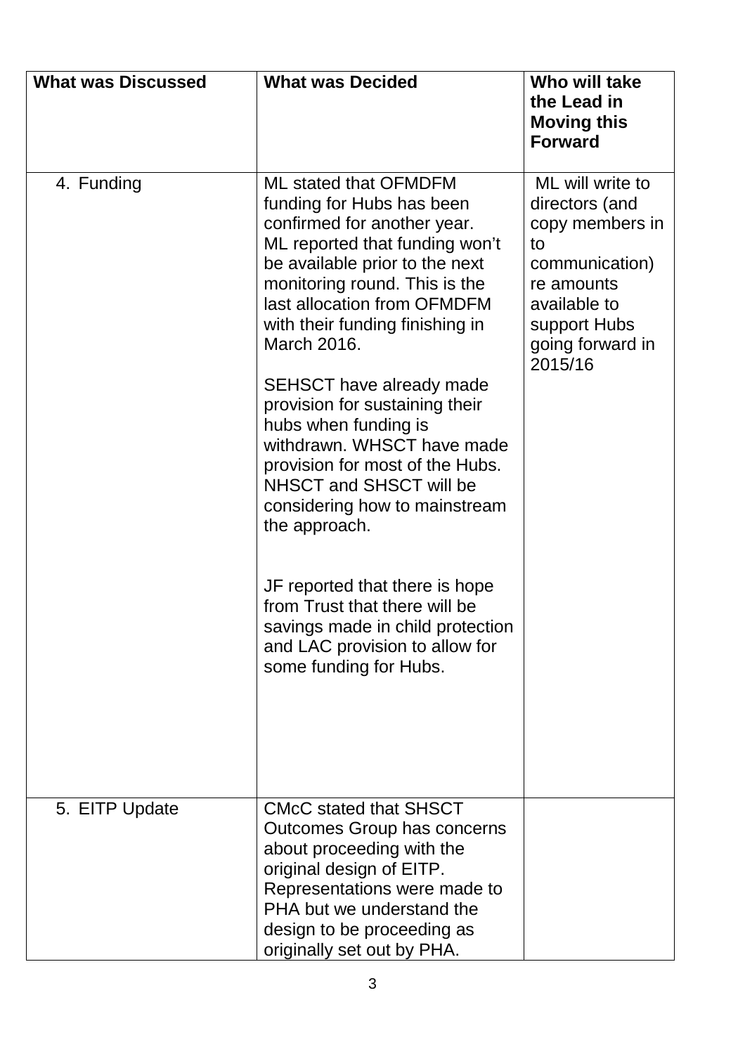| What was Discussed | What was Decided | Who will take the Lead in Moving this Forward |
|---|---|---|
| 4. Funding | ML stated that OFMDFM funding for Hubs has been confirmed for another year. ML reported that funding won't be available prior to the next monitoring round. This is the last allocation from OFMDFM with their funding finishing in March 2016.<br><br>SEHSCT have already made provision for sustaining their hubs when funding is withdrawn. WHSCT have made provision for most of the Hubs. NHSCT and SHSCT will be considering how to mainstream the approach.<br><br>JF reported that there is hope from Trust that there will be savings made in child protection and LAC provision to allow for some funding for Hubs. | ML will write to directors (and copy members in to communication) re amounts available to support Hubs going forward in 2015/16 |
| 5. EITP Update | CMcC stated that SHSCT Outcomes Group has concerns about proceeding with the original design of EITP. Representations were made to PHA but we understand the design to be proceeding as originally set out by PHA. | |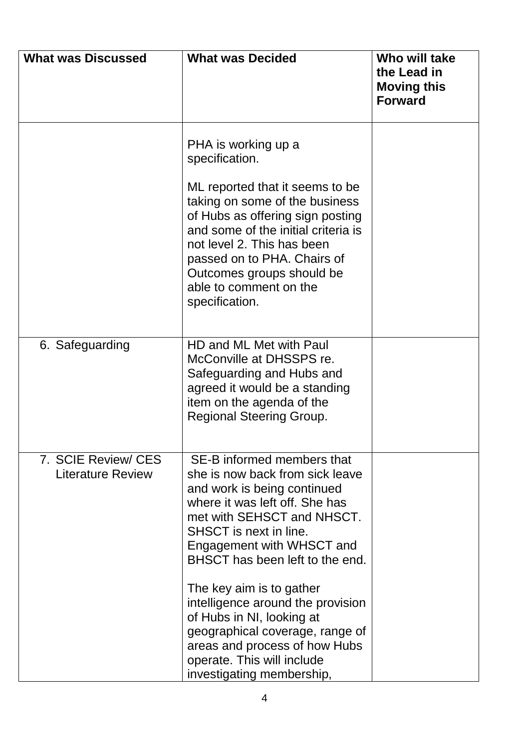| What was Discussed | What was Decided | Who will take the Lead in Moving this Forward |
| --- | --- | --- |
| | PHA is working up a specification.<br><br>ML reported that it seems to be taking on some of the business of Hubs as offering sign posting and some of the initial criteria is not level 2. This has been passed on to PHA. Chairs of Outcomes groups should be able to comment on the specification. | |
| 6. Safeguarding | HD and ML Met with Paul McConville at DHSSPS re. Safeguarding and Hubs and agreed it would be a standing item on the agenda of the Regional Steering Group. | |
| 7. SCIE Review/ CES Literature Review | SE-B informed members that she is now back from sick leave and work is being continued where it was left off. She has met with SEHSCT and NHSCT. SHSCT is next in line. Engagement with WHSCT and BHSCT has been left to the end.<br><br>The key aim is to gather intelligence around the provision of Hubs in NI, looking at geographical coverage, range of areas and process of how Hubs operate. This will include investigating membership, | |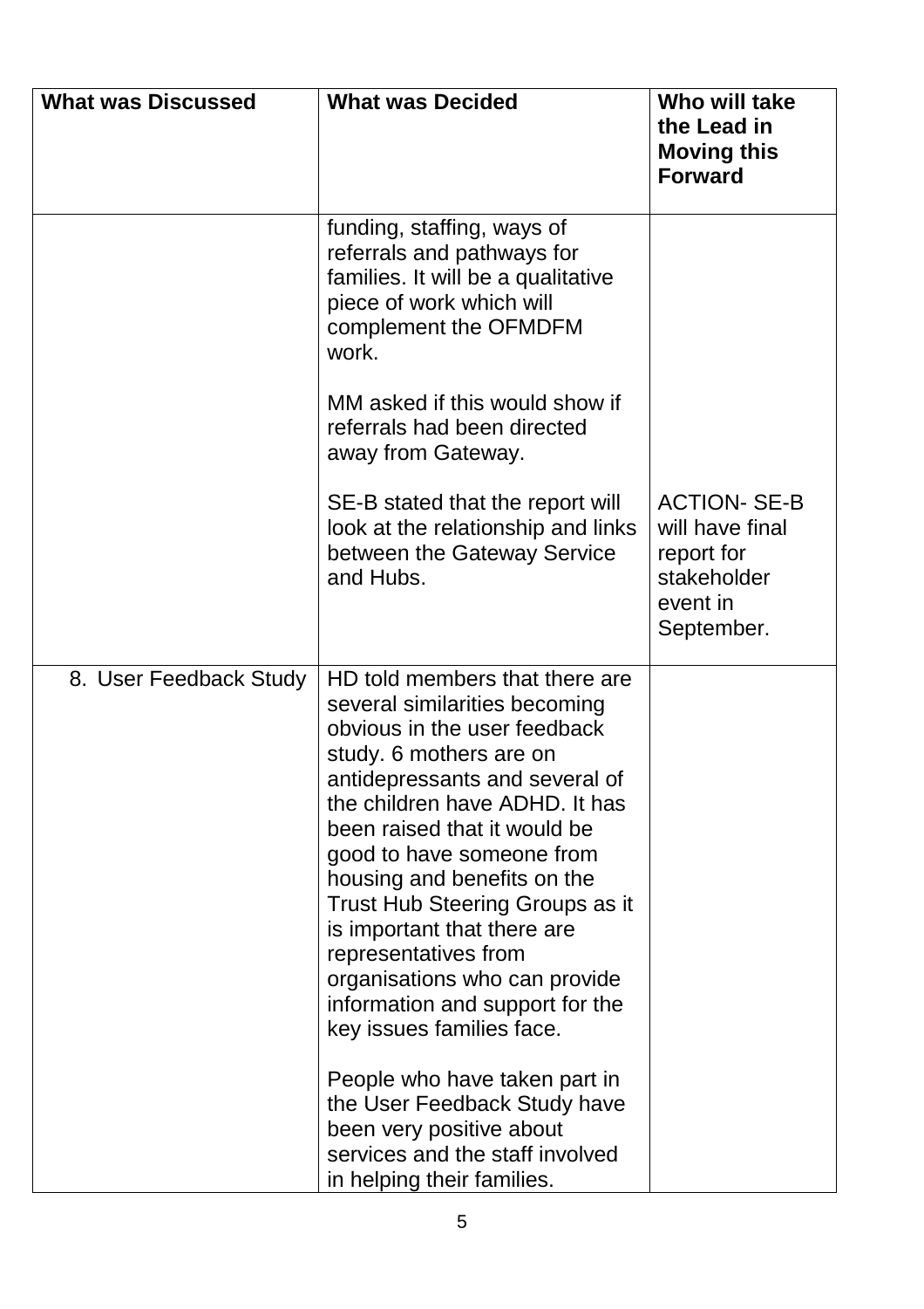| What was Discussed | What was Decided | Who will take the Lead in Moving this Forward |
|---|---|---|
| | funding, staffing, ways of referrals and pathways for families. It will be a qualitative piece of work which will complement the OFMDFM work.<br><br>MM asked if this would show if referrals had been directed away from Gateway.<br><br>SE-B stated that the report will look at the relationship and links between the Gateway Service and Hubs. | ACTION- SE-B will have final report for stakeholder event in September. |
| 8. User Feedback Study | HD told members that there are several similarities becoming obvious in the user feedback study. 6 mothers are on antidepressants and several of the children have ADHD. It has been raised that it would be good to have someone from housing and benefits on the Trust Hub Steering Groups as it is important that there are representatives from organisations who can provide information and support for the key issues families face.<br><br>People who have taken part in the User Feedback Study have been very positive about services and the staff involved in helping their families. | |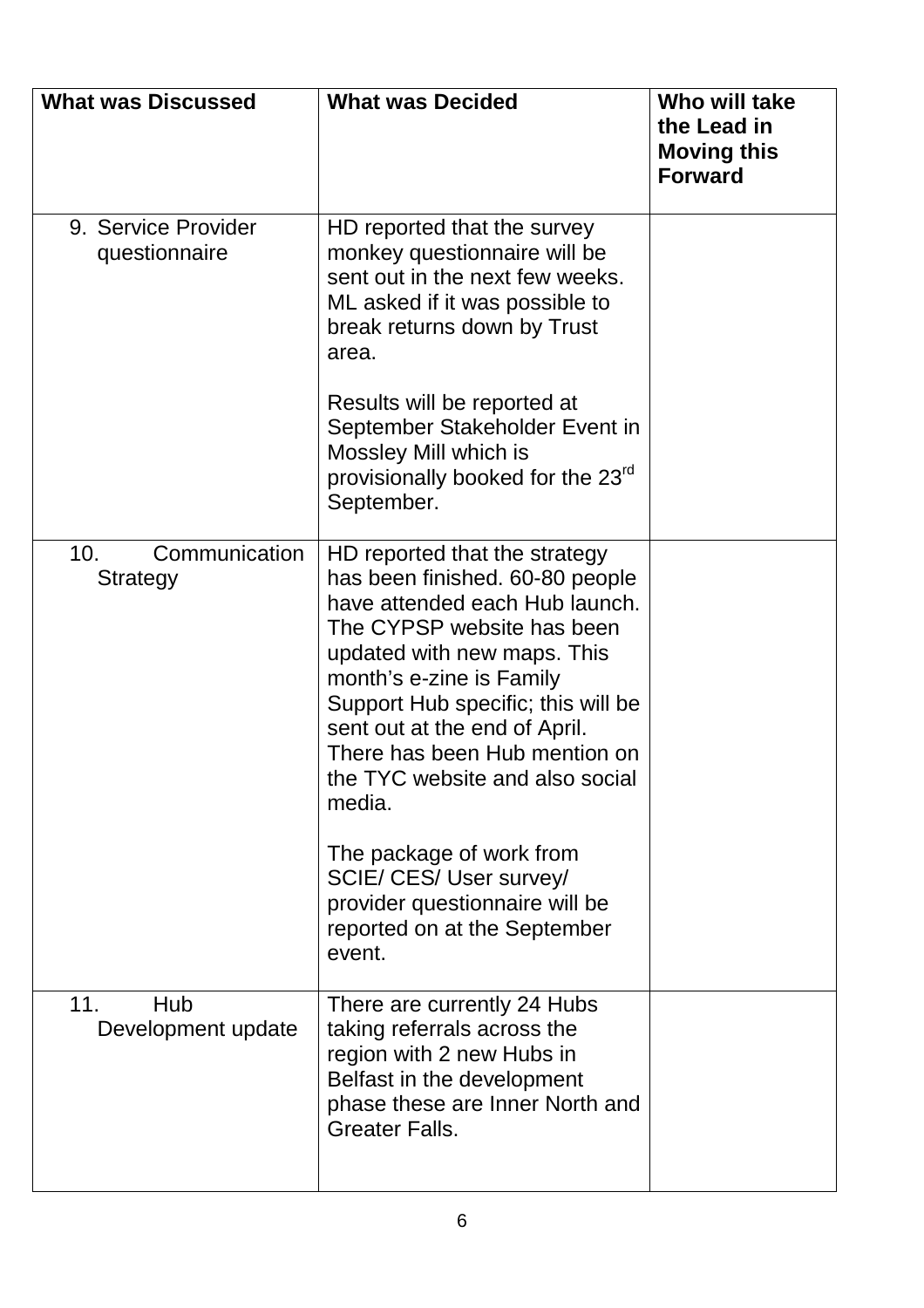| What was Discussed | What was Decided | Who will take the Lead in Moving this Forward |
| --- | --- | --- |
| 9. Service Provider questionnaire | HD reported that the survey monkey questionnaire will be sent out in the next few weeks. ML asked if it was possible to break returns down by Trust area.<br><br>Results will be reported at September Stakeholder Event in Mossley Mill which is provisionally booked for the 23rd September. | |
| 10. Communication Strategy | HD reported that the strategy has been finished. 60-80 people have attended each Hub launch. The CYPSP website has been updated with new maps. This month's e-zine is Family Support Hub specific; this will be sent out at the end of April. There has been Hub mention on the TYC website and also social media.<br><br>The package of work from SCIE/ CES/ User survey/ provider questionnaire will be reported on at the September event. | |
| 11. Hub Development update | There are currently 24 Hubs taking referrals across the region with 2 new Hubs in Belfast in the development phase these are Inner North and Greater Falls. | |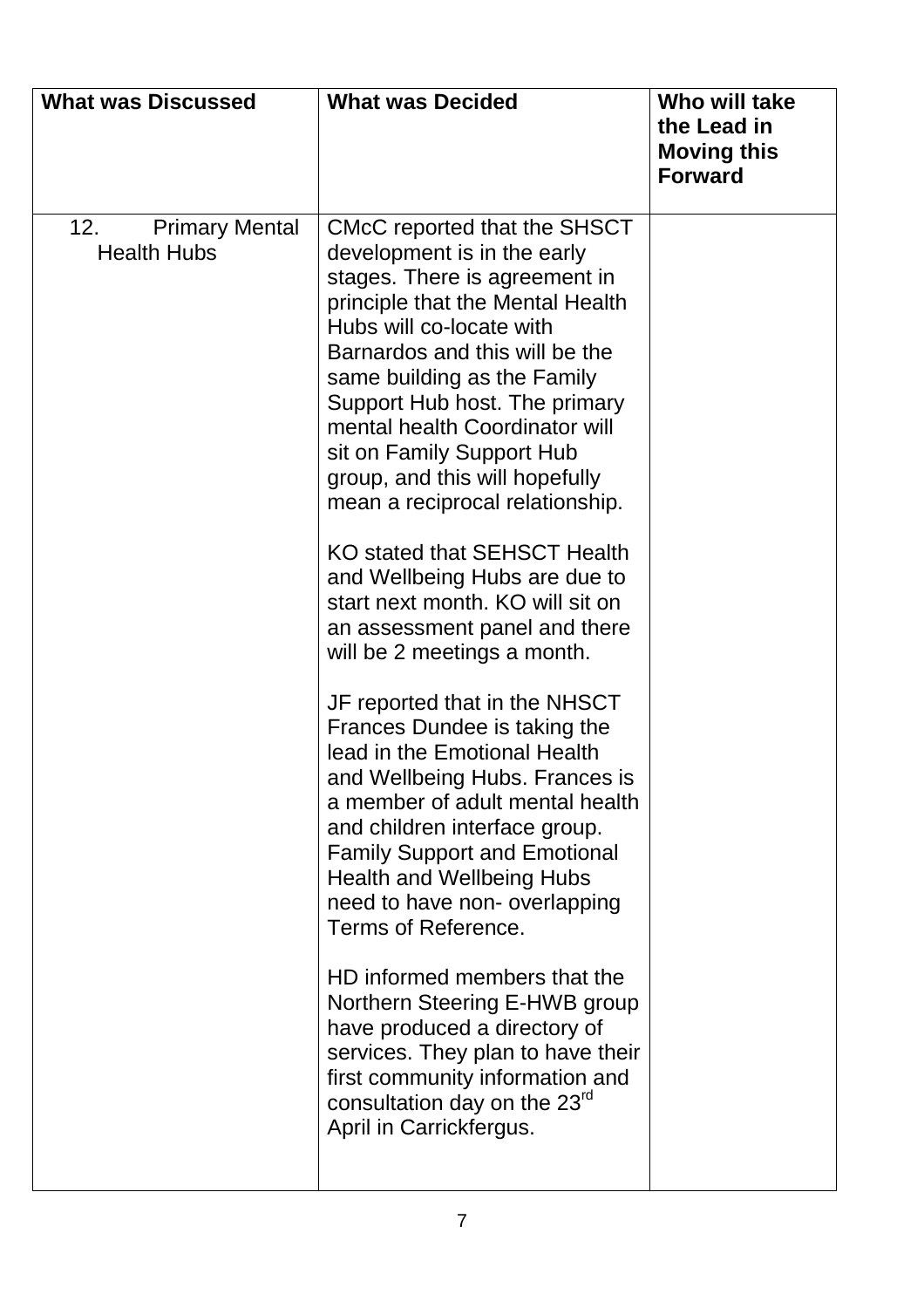| What was Discussed | What was Decided | Who will take the Lead in Moving this Forward |
| --- | --- | --- |
| 12. Primary Mental Health Hubs | CMcC reported that the SHSCT development is in the early stages. There is agreement in principle that the Mental Health Hubs will co-locate with Barnardos and this will be the same building as the Family Support Hub host. The primary mental health Coordinator will sit on Family Support Hub group, and this will hopefully mean a reciprocal relationship.<br><br>KO stated that SEHSCT Health and Wellbeing Hubs are due to start next month. KO will sit on an assessment panel and there will be 2 meetings a month.<br><br>JF reported that in the NHSCT Frances Dundee is taking the lead in the Emotional Health and Wellbeing Hubs. Frances is a member of adult mental health and children interface group. Family Support and Emotional Health and Wellbeing Hubs need to have non- overlapping Terms of Reference.<br><br>HD informed members that the Northern Steering E-HWB group have produced a directory of services. They plan to have their first community information and consultation day on the 23rd April in Carrickfergus. | |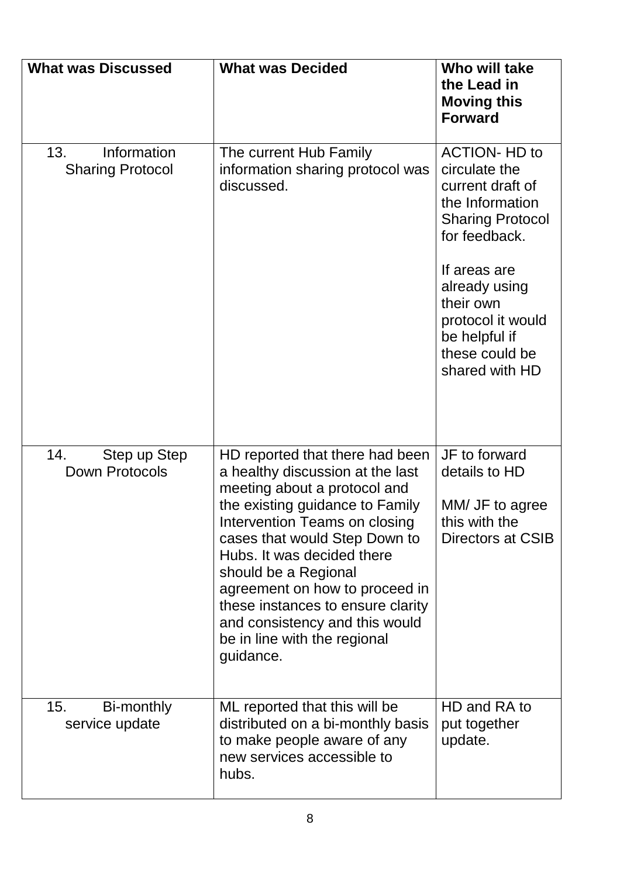| What was Discussed | What was Decided | Who will take the Lead in Moving this Forward |
|---|---|---|
| 13. Information Sharing Protocol | The current Hub Family information sharing protocol was discussed. | ACTION- HD to circulate the current draft of the Information Sharing Protocol for feedback.<br><br>If areas are already using their own protocol it would be helpful if these could be shared with HD |
| 14. Step up Step Down Protocols | HD reported that there had been a healthy discussion at the last meeting about a protocol and the existing guidance to Family Intervention Teams on closing cases that would Step Down to Hubs. It was decided there should be a Regional agreement on how to proceed in these instances to ensure clarity and consistency and this would be in line with the regional guidance. | JF to forward details to HD<br><br>MM/ JF to agree this with the Directors at CSIB |
| 15. Bi-monthly service update | ML reported that this will be distributed on a bi-monthly basis to make people aware of any new services accessible to hubs. | HD and RA to put together update. |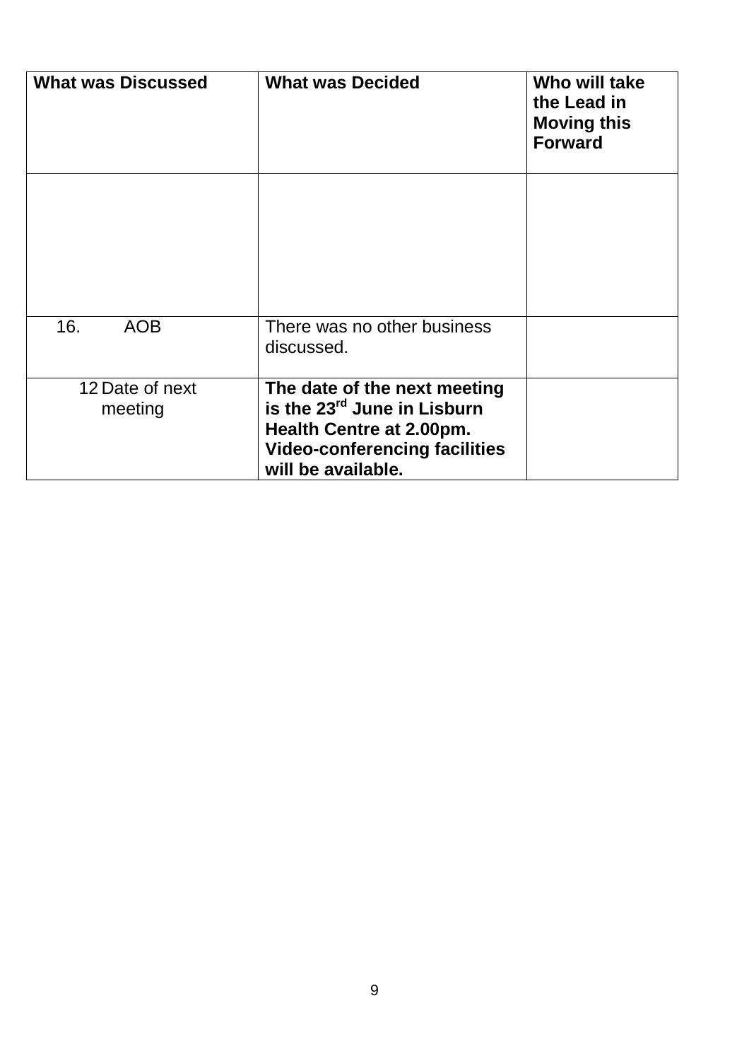| What was Discussed | What was Decided | Who will take the Lead in Moving this Forward |
|---|---|---|
| | | |
| 16. AOB | There was no other business discussed. | |
| 12 Date of next meeting | **The date of the next meeting is the 23rd June in Lisburn Health Centre at 2.00pm. Video-conferencing facilities will be available.** | |